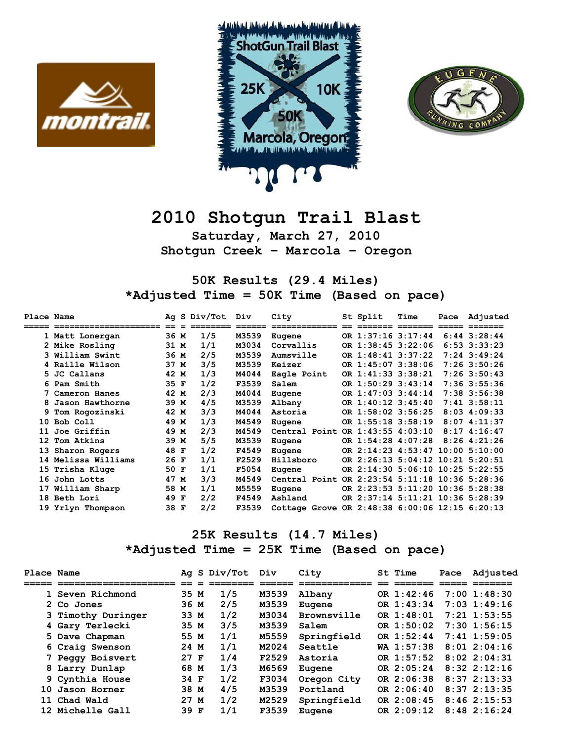# 2010 Shotgun Trail Blast

**Saturday, March 27, 2010**

**Shotgun Creek - Marcola - Oregon**

## 50K Results (29.4 Miles)

**\*Adjusted Time = 50K Time (Based on pace)**

| Place | Name | Ag | S | Div/Tot | Div | City | St | Split | Time | Pace | Adjusted |
|---|---|---|---|---|---|---|---|---|---|---|---|
| 1 | Matt Lonergan | 36 | M | 1/5 | M3539 | Eugene | OR | 1:37:16 | 3:17:44 | 6:44 | 3:28:44 |
| 2 | Mike Rosling | 31 | M | 1/1 | M3034 | Corvallis | OR | 1:38:45 | 3:22:06 | 6:53 | 3:33:23 |
| 3 | William Swint | 36 | M | 2/5 | M3539 | Aumsville | OR | 1:48:41 | 3:37:22 | 7:24 | 3:49:24 |
| 4 | Raille Wilson | 37 | M | 3/5 | M3539 | Keizer | OR | 1:45:07 | 3:38:06 | 7:26 | 3:50:26 |
| 5 | JC Callans | 42 | M | 1/3 | M4044 | Eagle Point | OR | 1:41:33 | 3:38:21 | 7:26 | 3:50:43 |
| 6 | Pam Smith | 35 | F | 1/2 | F3539 | Salem | OR | 1:50:29 | 3:43:14 | 7:36 | 3:55:36 |
| 7 | Cameron Hanes | 42 | M | 2/3 | M4044 | Eugene | OR | 1:47:03 | 3:44:14 | 7:38 | 3:56:38 |
| 8 | Jason Hawthorne | 39 | M | 4/5 | M3539 | Albany | OR | 1:40:12 | 3:45:40 | 7:41 | 3:58:11 |
| 9 | Tom Rogozinski | 42 | M | 3/3 | M4044 | Astoria | OR | 1:58:02 | 3:56:25 | 8:03 | 4:09:33 |
| 10 | Bob Coll | 49 | M | 1/3 | M4549 | Eugene | OR | 1:55:18 | 3:58:19 | 8:07 | 4:11:37 |
| 11 | Joe Griffin | 49 | M | 2/3 | M4549 | Central Point | OR | 1:43:55 | 4:03:10 | 8:17 | 4:16:47 |
| 12 | Tom Atkins | 39 | M | 5/5 | M3539 | Eugene | OR | 1:54:28 | 4:07:28 | 8:26 | 4:21:26 |
| 13 | Sharon Rogers | 48 | F | 1/2 | F4549 | Eugene | OR | 2:14:23 | 4:53:47 | 10:00 | 5:10:00 |
| 14 | Melissa Williams | 26 | F | 1/1 | F2529 | Hillsboro | OR | 2:26:13 | 5:04:12 | 10:21 | 5:20:51 |
| 15 | Trisha Kluge | 50 | F | 1/1 | F5054 | Eugene | OR | 2:14:30 | 5:06:10 | 10:25 | 5:22:55 |
| 16 | John Lotts | 47 | M | 3/3 | M4549 | Central Point | OR | 2:23:54 | 5:11:18 | 10:36 | 5:28:36 |
| 17 | William Sharp | 58 | M | 1/1 | M5559 | Eugene | OR | 2:23:53 | 5:11:20 | 10:36 | 5:28:38 |
| 18 | Beth Lori | 49 | F | 2/2 | F4549 | Ashland | OR | 2:37:14 | 5:11:21 | 10:36 | 5:28:39 |
| 19 | Yrlyn Thompson | 38 | F | 2/2 | F3539 | Cottage Grove | OR | 2:48:38 | 6:00:06 | 12:15 | 6:20:13 |

## 25K Results (14.7 Miles)

**\*Adjusted Time = 25K Time (Based on pace)**

| Place | Name | Ag | S | Div/Tot | Div | City | St | Time | Pace | Adjusted |
|---|---|---|---|---|---|---|---|---|---|---|
| 1 | Seven Richmond | 35 | M | 1/5 | M3539 | Albany | OR | 1:42:46 | 7:00 | 1:48:30 |
| 2 | Co Jones | 36 | M | 2/5 | M3539 | Eugene | OR | 1:43:34 | 7:03 | 1:49:16 |
| 3 | Timothy Duringer | 33 | M | 1/2 | M3034 | Brownsville | OR | 1:48:01 | 7:21 | 1:53:55 |
| 4 | Gary Terlecki | 35 | M | 3/5 | M3539 | Salem | OR | 1:50:02 | 7:30 | 1:56:15 |
| 5 | Dave Chapman | 55 | M | 1/1 | M5559 | Springfield | OR | 1:52:44 | 7:41 | 1:59:05 |
| 6 | Craig Swenson | 24 | M | 1/1 | M2024 | Seattle | WA | 1:57:38 | 8:01 | 2:04:16 |
| 7 | Peggy Boisvert | 27 | F | 1/4 | F2529 | Astoria | OR | 1:57:52 | 8:02 | 2:04:31 |
| 8 | Larry Dunlap | 68 | M | 1/3 | M6569 | Eugene | OR | 2:05:24 | 8:32 | 2:12:16 |
| 9 | Cynthia House | 34 | F | 1/2 | F3034 | Oregon City | OR | 2:06:38 | 8:37 | 2:13:33 |
| 10 | Jason Horner | 38 | M | 4/5 | M3539 | Portland | OR | 2:06:40 | 8:37 | 2:13:35 |
| 11 | Chad Wald | 27 | M | 1/2 | M2529 | Springfield | OR | 2:08:45 | 8:46 | 2:15:53 |
| 12 | Michelle Gall | 39 | F | 1/1 | F3539 | Eugene | OR | 2:09:12 | 8:48 | 2:16:24 |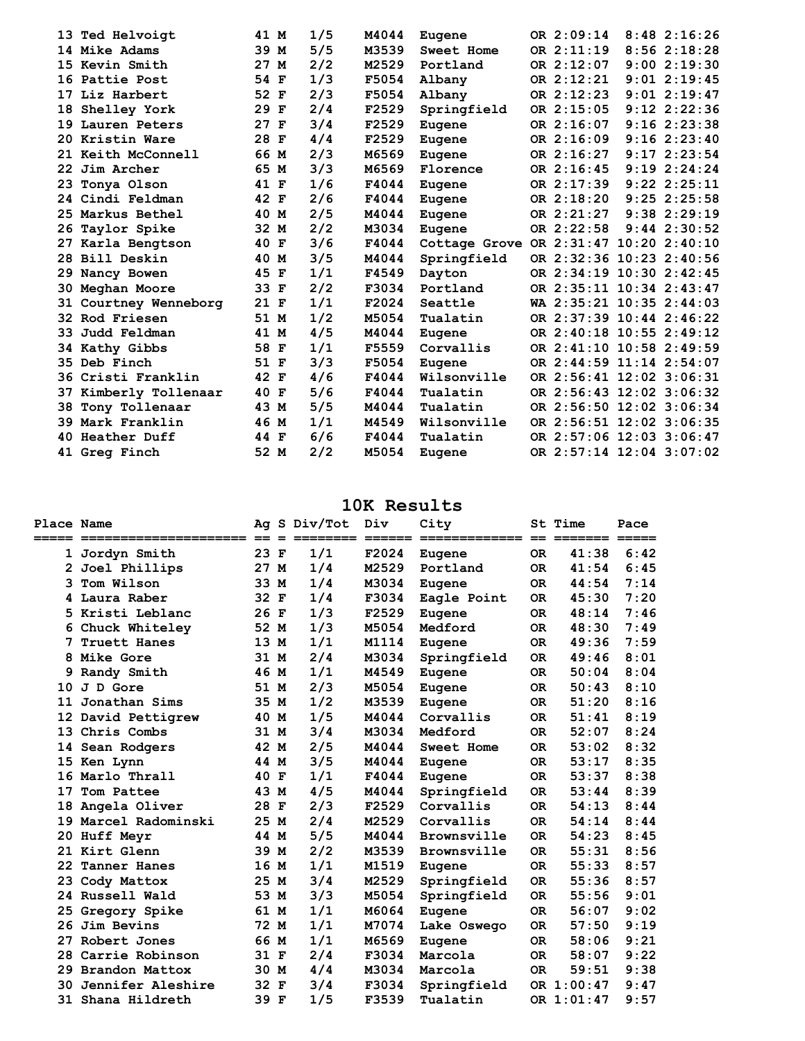| Place | Name | Ag | S | Div/Tot | Div | City | St | Time | Pace | |
|---|---|---|---|---|---|---|---|---|---|---|
| 13 | Ted Helvoigt | 41 | M | 1/5 | M4044 | Eugene | OR | 2:09:14 | 8:48 | 2:16:26 |
| 14 | Mike Adams | 39 | M | 5/5 | M3539 | Sweet Home | OR | 2:11:19 | 8:56 | 2:18:28 |
| 15 | Kevin Smith | 27 | M | 2/2 | M2529 | Portland | OR | 2:12:07 | 9:00 | 2:19:30 |
| 16 | Pattie Post | 54 | F | 1/3 | F5054 | Albany | OR | 2:12:21 | 9:01 | 2:19:45 |
| 17 | Liz Harbert | 52 | F | 2/3 | F5054 | Albany | OR | 2:12:23 | 9:01 | 2:19:47 |
| 18 | Shelley York | 29 | F | 2/4 | F2529 | Springfield | OR | 2:15:05 | 9:12 | 2:22:36 |
| 19 | Lauren Peters | 27 | F | 3/4 | F2529 | Eugene | OR | 2:16:07 | 9:16 | 2:23:38 |
| 20 | Kristin Ware | 28 | F | 4/4 | F2529 | Eugene | OR | 2:16:09 | 9:16 | 2:23:40 |
| 21 | Keith McConnell | 66 | M | 2/3 | M6569 | Eugene | OR | 2:16:27 | 9:17 | 2:23:54 |
| 22 | Jim Archer | 65 | M | 3/3 | M6569 | Florence | OR | 2:16:45 | 9:19 | 2:24:24 |
| 23 | Tonya Olson | 41 | F | 1/6 | F4044 | Eugene | OR | 2:17:39 | 9:22 | 2:25:11 |
| 24 | Cindi Feldman | 42 | F | 2/6 | F4044 | Eugene | OR | 2:18:20 | 9:25 | 2:25:58 |
| 25 | Markus Bethel | 40 | M | 2/5 | M4044 | Eugene | OR | 2:21:27 | 9:38 | 2:29:19 |
| 26 | Taylor Spike | 32 | M | 2/2 | M3034 | Eugene | OR | 2:22:58 | 9:44 | 2:30:52 |
| 27 | Karla Bengtson | 40 | F | 3/6 | F4044 | Cottage Grove | OR | 2:31:47 | 10:20 | 2:40:10 |
| 28 | Bill Deskin | 40 | M | 3/5 | M4044 | Springfield | OR | 2:32:36 | 10:23 | 2:40:56 |
| 29 | Nancy Bowen | 45 | F | 1/1 | F4549 | Dayton | OR | 2:34:19 | 10:30 | 2:42:45 |
| 30 | Meghan Moore | 33 | F | 2/2 | F3034 | Portland | OR | 2:35:11 | 10:34 | 2:43:47 |
| 31 | Courtney Wenneborg | 21 | F | 1/1 | F2024 | Seattle | WA | 2:35:21 | 10:35 | 2:44:03 |
| 32 | Rod Friesen | 51 | M | 1/2 | M5054 | Tualatin | OR | 2:37:39 | 10:44 | 2:46:22 |
| 33 | Judd Feldman | 41 | M | 4/5 | M4044 | Eugene | OR | 2:40:18 | 10:55 | 2:49:12 |
| 34 | Kathy Gibbs | 58 | F | 1/1 | F5559 | Corvallis | OR | 2:41:10 | 10:58 | 2:49:59 |
| 35 | Deb Finch | 51 | F | 3/3 | F5054 | Eugene | OR | 2:44:59 | 11:14 | 2:54:07 |
| 36 | Cristi Franklin | 42 | F | 4/6 | F4044 | Wilsonville | OR | 2:56:41 | 12:02 | 3:06:31 |
| 37 | Kimberly Tollenaar | 40 | F | 5/6 | F4044 | Tualatin | OR | 2:56:43 | 12:02 | 3:06:32 |
| 38 | Tony Tollenaar | 43 | M | 5/5 | M4044 | Tualatin | OR | 2:56:50 | 12:02 | 3:06:34 |
| 39 | Mark Franklin | 46 | M | 1/1 | M4549 | Wilsonville | OR | 2:56:51 | 12:02 | 3:06:35 |
| 40 | Heather Duff | 44 | F | 6/6 | F4044 | Tualatin | OR | 2:57:06 | 12:03 | 3:06:47 |
| 41 | Greg Finch | 52 | M | 2/2 | M5054 | Eugene | OR | 2:57:14 | 12:04 | 3:07:02 |

## 10K Results

| Place | Name | Ag | S | Div/Tot | Div | City | St | Time | Pace |
|---|---|---|---|---|---|---|---|---|---|
| 1 | Jordyn Smith | 23 | F | 1/1 | F2024 | Eugene | OR | 41:38 | 6:42 |
| 2 | Joel Phillips | 27 | M | 1/4 | M2529 | Portland | OR | 41:54 | 6:45 |
| 3 | Tom Wilson | 33 | M | 1/4 | M3034 | Eugene | OR | 44:54 | 7:14 |
| 4 | Laura Raber | 32 | F | 1/4 | F3034 | Eagle Point | OR | 45:30 | 7:20 |
| 5 | Kristi Leblanc | 26 | F | 1/3 | F2529 | Eugene | OR | 48:14 | 7:46 |
| 6 | Chuck Whiteley | 52 | M | 1/3 | M5054 | Medford | OR | 48:30 | 7:49 |
| 7 | Truett Hanes | 13 | M | 1/1 | M1114 | Eugene | OR | 49:36 | 7:59 |
| 8 | Mike Gore | 31 | M | 2/4 | M3034 | Springfield | OR | 49:46 | 8:01 |
| 9 | Randy Smith | 46 | M | 1/1 | M4549 | Eugene | OR | 50:04 | 8:04 |
| 10 | J D Gore | 51 | M | 2/3 | M5054 | Eugene | OR | 50:43 | 8:10 |
| 11 | Jonathan Sims | 35 | M | 1/2 | M3539 | Eugene | OR | 51:20 | 8:16 |
| 12 | David Pettigrew | 40 | M | 1/5 | M4044 | Corvallis | OR | 51:41 | 8:19 |
| 13 | Chris Combs | 31 | M | 3/4 | M3034 | Medford | OR | 52:07 | 8:24 |
| 14 | Sean Rodgers | 42 | M | 2/5 | M4044 | Sweet Home | OR | 53:02 | 8:32 |
| 15 | Ken Lynn | 44 | M | 3/5 | M4044 | Eugene | OR | 53:17 | 8:35 |
| 16 | Marlo Thrall | 40 | F | 1/1 | F4044 | Eugene | OR | 53:37 | 8:38 |
| 17 | Tom Pattee | 43 | M | 4/5 | M4044 | Springfield | OR | 53:44 | 8:39 |
| 18 | Angela Oliver | 28 | F | 2/3 | F2529 | Corvallis | OR | 54:13 | 8:44 |
| 19 | Marcel Radominski | 25 | M | 2/4 | M2529 | Corvallis | OR | 54:14 | 8:44 |
| 20 | Huff Meyr | 44 | M | 5/5 | M4044 | Brownsville | OR | 54:23 | 8:45 |
| 21 | Kirt Glenn | 39 | M | 2/2 | M3539 | Brownsville | OR | 55:31 | 8:56 |
| 22 | Tanner Hanes | 16 | M | 1/1 | M1519 | Eugene | OR | 55:33 | 8:57 |
| 23 | Cody Mattox | 25 | M | 3/4 | M2529 | Springfield | OR | 55:36 | 8:57 |
| 24 | Russell Wald | 53 | M | 3/3 | M5054 | Springfield | OR | 55:56 | 9:01 |
| 25 | Gregory Spike | 61 | M | 1/1 | M6064 | Eugene | OR | 56:07 | 9:02 |
| 26 | Jim Bevins | 72 | M | 1/1 | M7074 | Lake Oswego | OR | 57:50 | 9:19 |
| 27 | Robert Jones | 66 | M | 1/1 | M6569 | Eugene | OR | 58:06 | 9:21 |
| 28 | Carrie Robinson | 31 | F | 2/4 | F3034 | Marcola | OR | 58:07 | 9:22 |
| 29 | Brandon Mattox | 30 | M | 4/4 | M3034 | Marcola | OR | 59:51 | 9:38 |
| 30 | Jennifer Aleshire | 32 | F | 3/4 | F3034 | Springfield | OR | 1:00:47 | 9:47 |
| 31 | Shana Hildreth | 39 | F | 1/5 | F3539 | Tualatin | OR | 1:01:47 | 9:57 |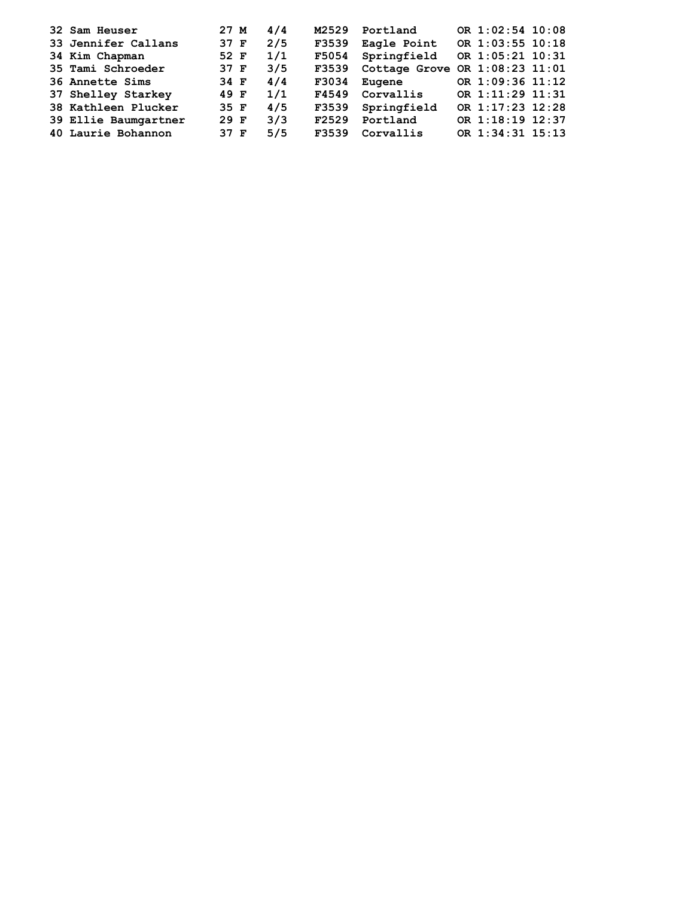| | | | | | | | | | |
|---|---|---|---|---|---|---|---|---|---|
| 32 | Sam Heuser | 27 | M | 4/4 | M2529 | Portland | OR | 1:02:54 | 10:08 |
| 33 | Jennifer Callans | 37 | F | 2/5 | F3539 | Eagle Point | OR | 1:03:55 | 10:18 |
| 34 | Kim Chapman | 52 | F | 1/1 | F5054 | Springfield | OR | 1:05:21 | 10:31 |
| 35 | Tami Schroeder | 37 | F | 3/5 | F3539 | Cottage Grove | OR | 1:08:23 | 11:01 |
| 36 | Annette Sims | 34 | F | 4/4 | F3034 | Eugene | OR | 1:09:36 | 11:12 |
| 37 | Shelley Starkey | 49 | F | 1/1 | F4549 | Corvallis | OR | 1:11:29 | 11:31 |
| 38 | Kathleen Plucker | 35 | F | 4/5 | F3539 | Springfield | OR | 1:17:23 | 12:28 |
| 39 | Ellie Baumgartner | 29 | F | 3/3 | F2529 | Portland | OR | 1:18:19 | 12:37 |
| 40 | Laurie Bohannon | 37 | F | 5/5 | F3539 | Corvallis | OR | 1:34:31 | 15:13 |